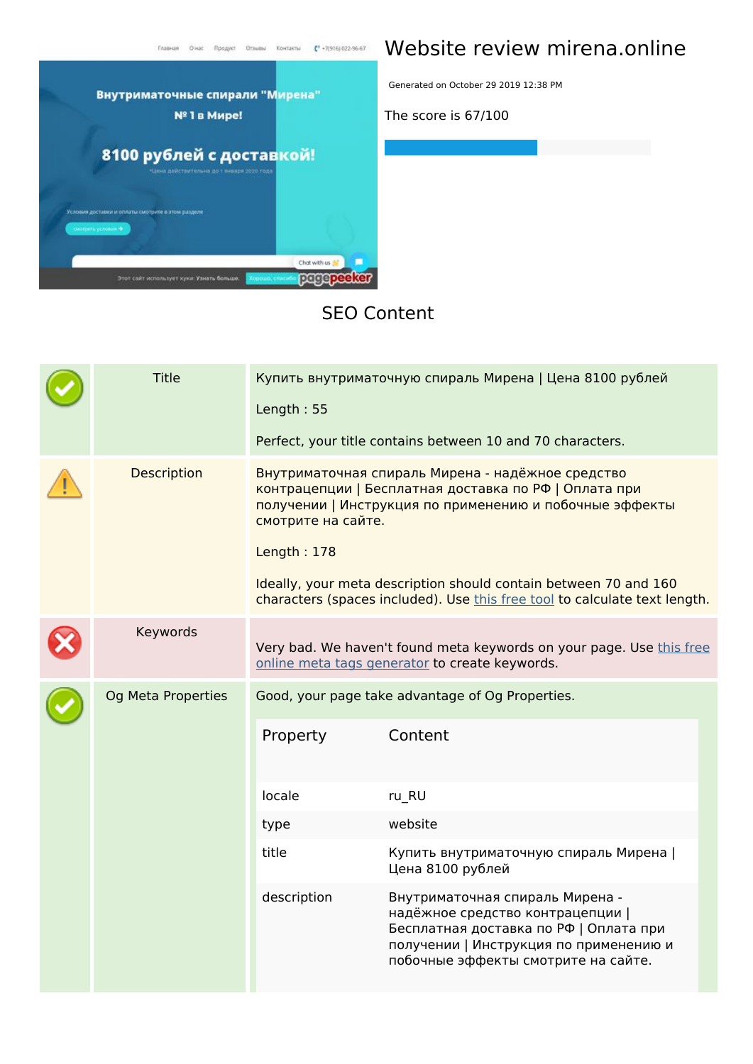# Website review mirena.online

Generated on October 29 2019 12:38 PM

The score is 67/100

## SEO Content

| | | |
|---|---|---|
| ✓ | Title | Купить внутриматочную спираль Мирена \| Цена 8100 рублей<br><br>Length : 55<br><br>Perfect, your title contains between 10 and 70 characters. |
| ⚠ | Description | Внутриматочная спираль Мирена - надёжное средство контрацепции \| Бесплатная доставка по РФ \| Оплата при получении \| Инструкция по применению и побочные эффекты смотрите на сайте.<br><br>Length : 178<br><br>Ideally, your meta description should contain between 70 and 160 characters (spaces included). Use this free tool to calculate text length. |
| ✗ | Keywords | Very bad. We haven't found meta keywords on your page. Use this free online meta tags generator to create keywords. |
| ✓ | Og Meta Properties | Good, your page take advantage of Og Properties. |

| Property | Content |
|---|---|
| locale | ru_RU |
| type | website |
| title | Купить внутриматочную спираль Мирена \| Цена 8100 рублей |
| description | Внутриматочная спираль Мирена - надёжное средство контрацепции \| Бесплатная доставка по РФ \| Оплата при получении \| Инструкция по применению и побочные эффекты смотрите на сайте. |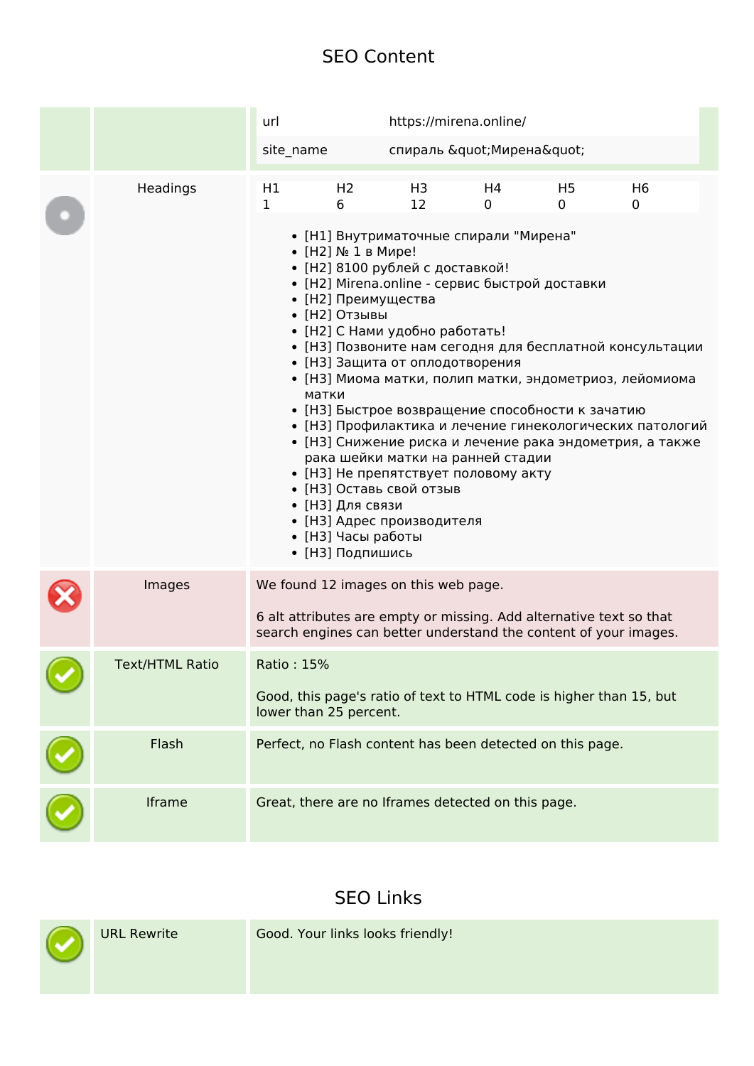# SEO Content

| | |
|---|---|
| url | https://mirena.online/ |
| site_name | спираль &quot;Мирена&quot; |

**Headings**

| H1 | H2 | H3 | H4 | H5 | H6 |
|---|---|---|---|---|---|
| 1 | 6 | 12 | 0 | 0 | 0 |

- [H1] Внутриматочные спирали "Мирена"
- [H2] № 1 в Мире!
- [H2] 8100 рублей с доставкой!
- [H2] Mirena.online - сервис быстрой доставки
- [H2] Преимущества
- [H2] Отзывы
- [H2] С Нами удобно работать!
- [H3] Позвоните нам сегодня для бесплатной консультации
- [H3] Защита от оплодотворения
- [H3] Миома матки, полип матки, эндометриоз, лейомиома матки
- [H3] Быстрое возвращение способности к зачатию
- [H3] Профилактика и лечение гинекологических патологий
- [H3] Снижение риска и лечение рака эндометрия, а также рака шейки матки на ранней стадии
- [H3] Не препятствует половому акту
- [H3] Оставь свой отзыв
- [H3] Для связи
- [H3] Адрес производителя
- [H3] Часы работы
- [H3] Подпишись

**Images**

We found 12 images on this web page.

6 alt attributes are empty or missing. Add alternative text so that search engines can better understand the content of your images.

**Text/HTML Ratio**

Ratio : 15%

Good, this page's ratio of text to HTML code is higher than 15, but lower than 25 percent.

**Flash**

Perfect, no Flash content has been detected on this page.

**Iframe**

Great, there are no Iframes detected on this page.

# SEO Links

**URL Rewrite**

Good. Your links looks friendly!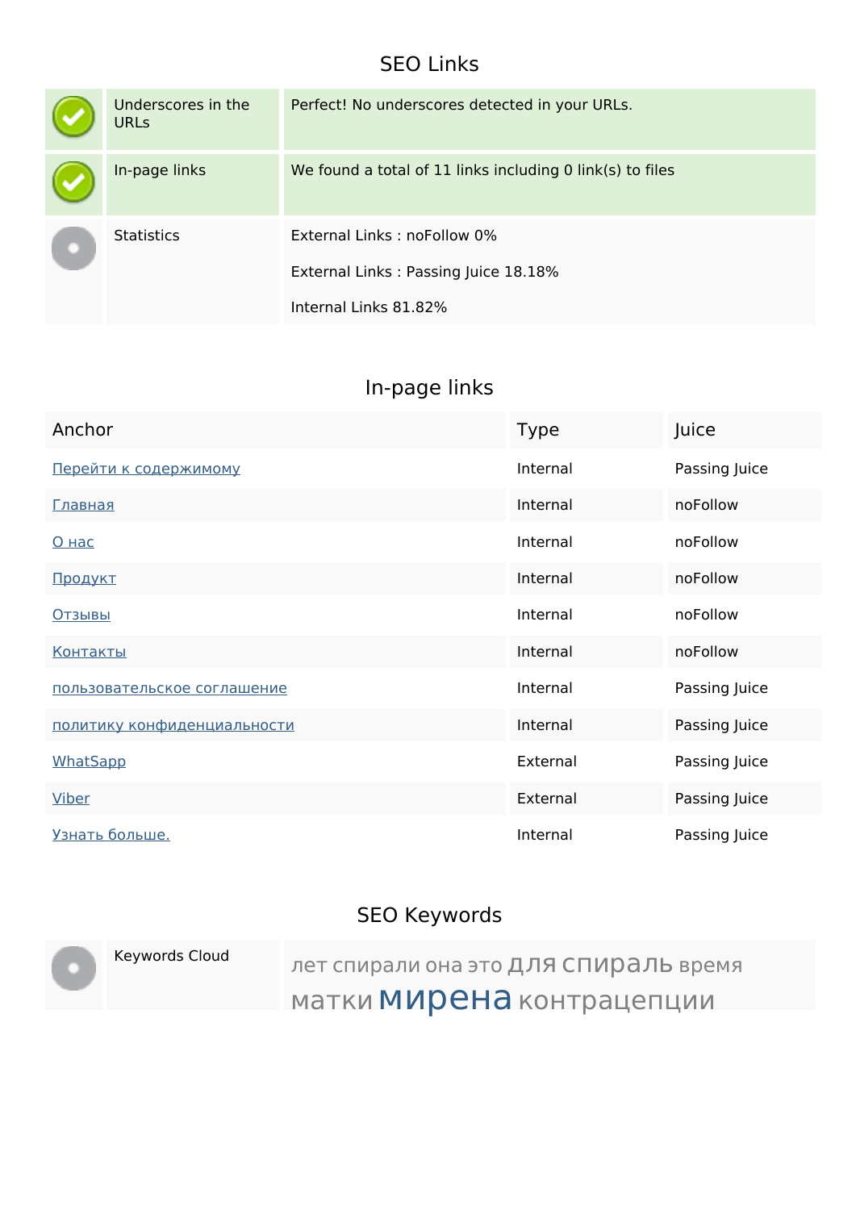## SEO Links

| | | |
|---|---|---|
| ✓ | Underscores in the URLs | Perfect! No underscores detected in your URLs. |
| ✓ | In-page links | We found a total of 11 links including 0 link(s) to files |
| | Statistics | External Links : noFollow 0%<br><br>External Links : Passing Juice 18.18%<br><br>Internal Links 81.82% |

## In-page links

| Anchor | Type | Juice |
|---|---|---|
| Перейти к содержимому | Internal | Passing Juice |
| Главная | Internal | noFollow |
| О нас | Internal | noFollow |
| Продукт | Internal | noFollow |
| Отзывы | Internal | noFollow |
| Контакты | Internal | noFollow |
| пользовательское соглашение | Internal | Passing Juice |
| политику конфиденциальности | Internal | Passing Juice |
| WhatSapp | External | Passing Juice |
| Viber | External | Passing Juice |
| Узнать больше. | Internal | Passing Juice |

## SEO Keywords

| | | |
|---|---|---|
| | Keywords Cloud | лет спирали она это для спираль время матки мирена контрацепции |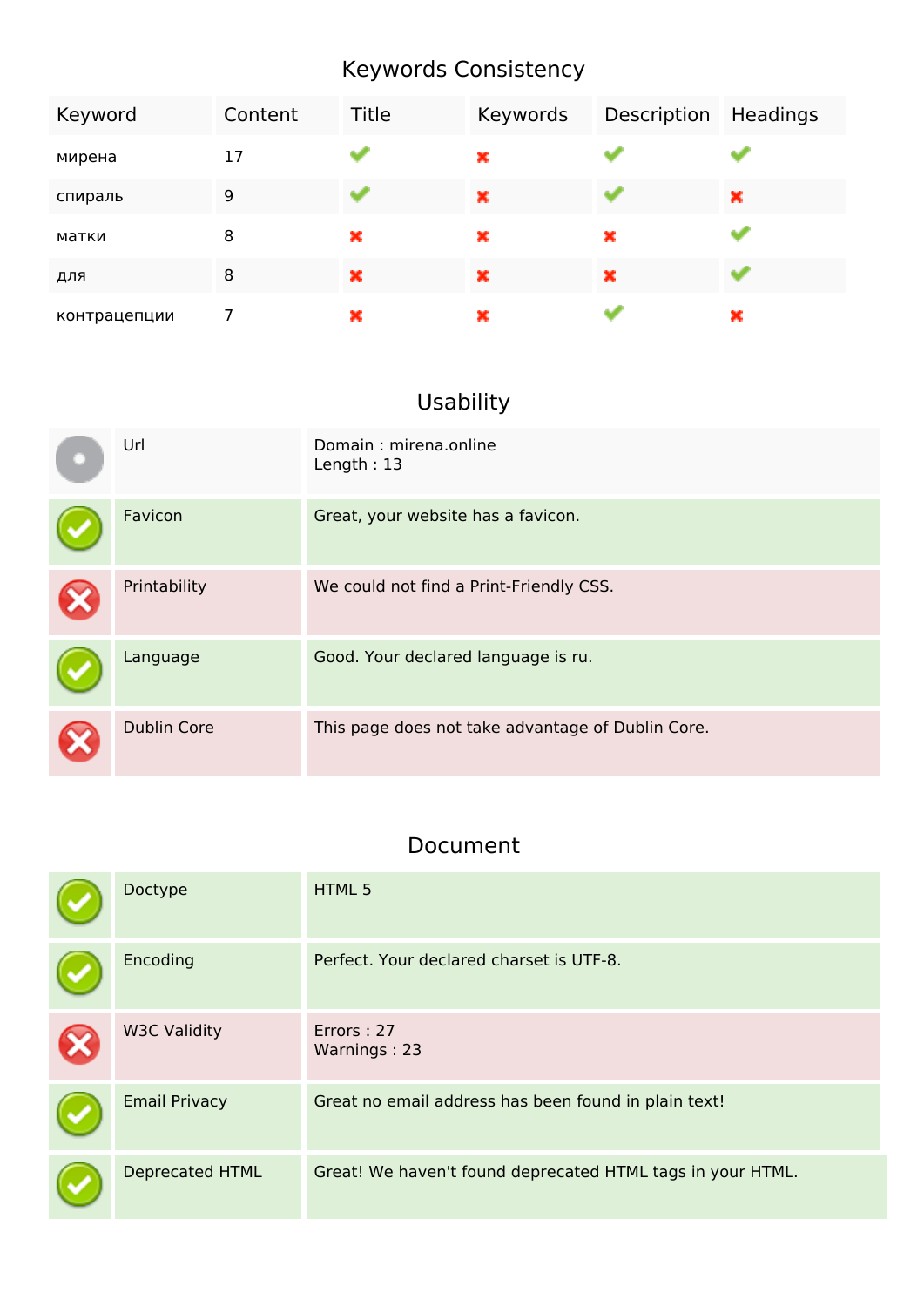## Keywords Consistency

| Keyword | Content | Title | Keywords | Description | Headings |
|---|---|---|---|---|---|
| мирена | 17 | ✔ | ✖ | ✔ | ✔ |
| спираль | 9 | ✔ | ✖ | ✔ | ✖ |
| матки | 8 | ✖ | ✖ | ✖ | ✔ |
| для | 8 | ✖ | ✖ | ✖ | ✔ |
| контрацепции | 7 | ✖ | ✖ | ✔ | ✖ |

## Usability

| | | |
|---|---|---|
| | Url | Domain : mirena.online<br>Length : 13 |
| ✔ | Favicon | Great, your website has a favicon. |
| ✖ | Printability | We could not find a Print-Friendly CSS. |
| ✔ | Language | Good. Your declared language is ru. |
| ✖ | Dublin Core | This page does not take advantage of Dublin Core. |

## Document

| | | |
|---|---|---|
| ✔ | Doctype | HTML 5 |
| ✔ | Encoding | Perfect. Your declared charset is UTF-8. |
| ✖ | W3C Validity | Errors : 27<br>Warnings : 23 |
| ✔ | Email Privacy | Great no email address has been found in plain text! |
| ✔ | Deprecated HTML | Great! We haven't found deprecated HTML tags in your HTML. |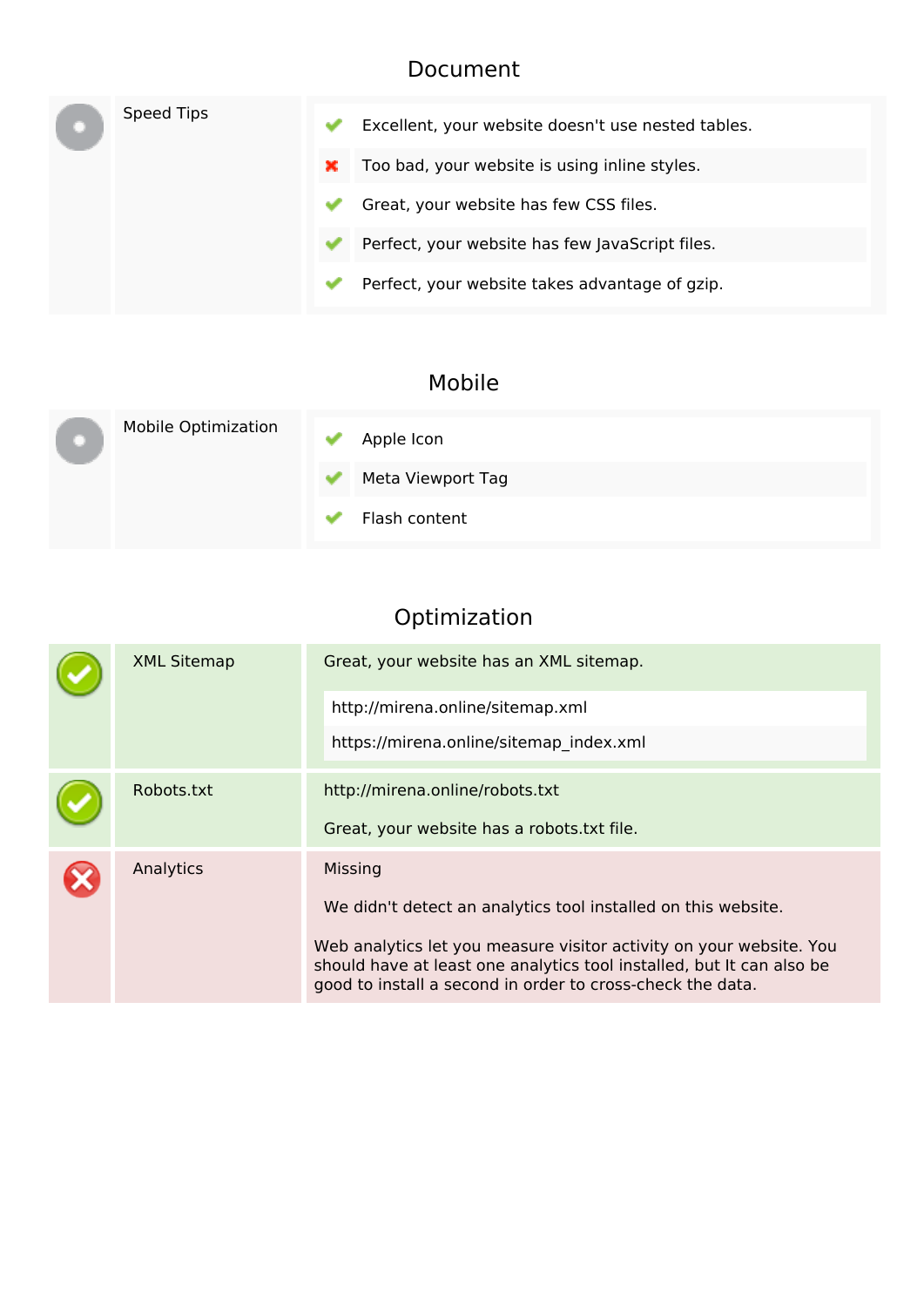## Document

| | | |
|---|---|---|
| | Speed Tips | ✔ Excellent, your website doesn't use nested tables.<br>✖ Too bad, your website is using inline styles.<br>✔ Great, your website has few CSS files.<br>✔ Perfect, your website has few JavaScript files.<br>✔ Perfect, your website takes advantage of gzip. |

## Mobile

| | | |
|---|---|---|
| | Mobile Optimization | ✔ Apple Icon<br>✔ Meta Viewport Tag<br>✔ Flash content |

## Optimization

| | | |
|---|---|---|
| ✔ | XML Sitemap | Great, your website has an XML sitemap.<br>http://mirena.online/sitemap.xml<br>https://mirena.online/sitemap_index.xml |
| ✔ | Robots.txt | http://mirena.online/robots.txt<br>Great, your website has a robots.txt file. |
| ✖ | Analytics | Missing<br>We didn't detect an analytics tool installed on this website.<br>Web analytics let you measure visitor activity on your website. You should have at least one analytics tool installed, but It can also be good to install a second in order to cross-check the data. |